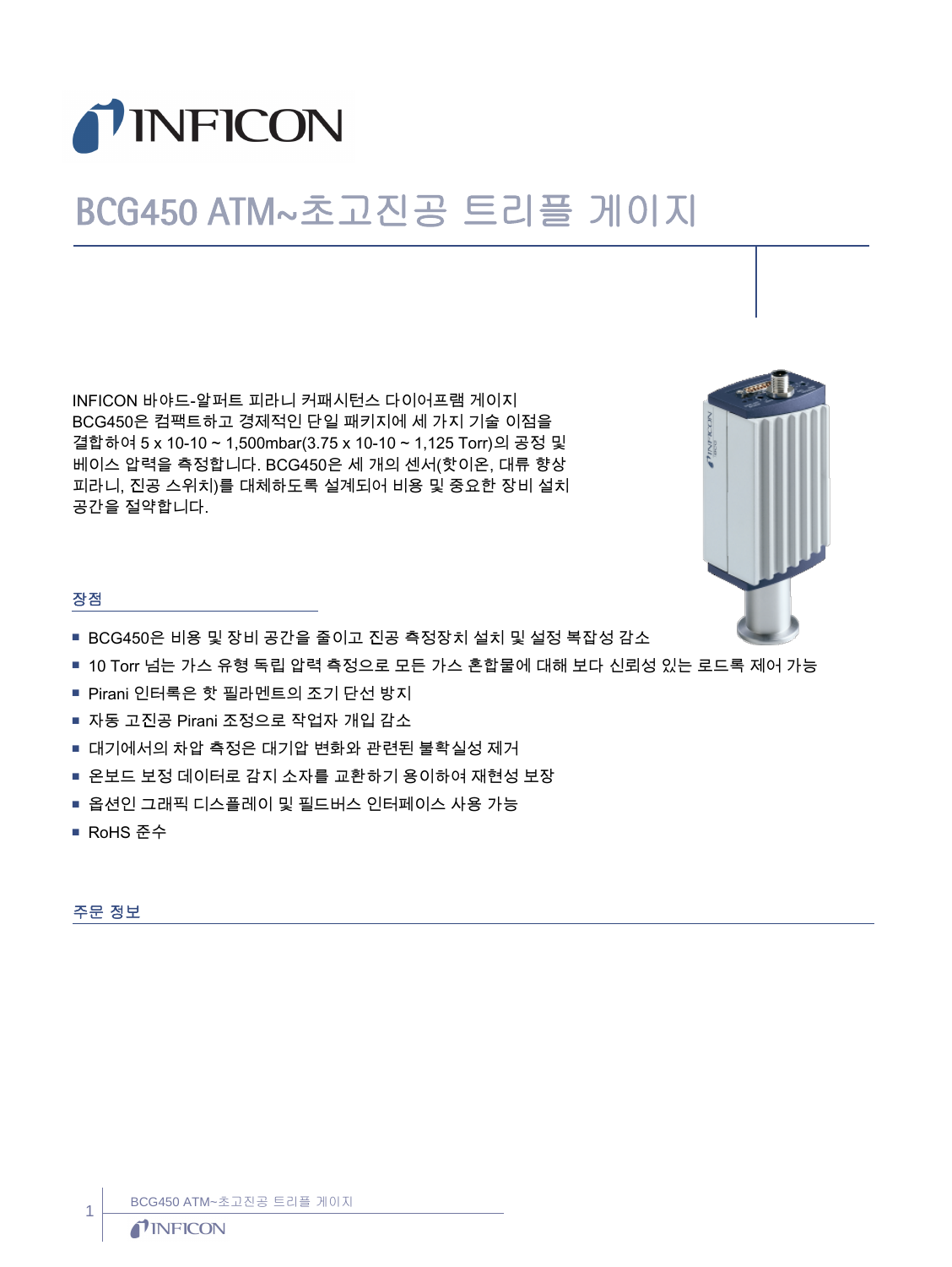// INFICON

# BCG450 ATM~초고진공 트리플 게이지

INFICON 바야드-알퍼트 피라니 커패시턴스 다이어프램 게이지 BCG450은 컴팩트하고 경제적인 단일 패키지에 세 가지 기술 이점을 결합하여 5 x 10-10 ~ 1,500mbar(3.75 x 10-10 ~ 1,125 Torr)의 공정 및 베이스 압력을 측정합니다. BCG450은 세 개의 센서(핫이온, 대류 향상 피라니, 진공 스위치)를 대체하도록 설계되어 비용 및 중요한 장비 설치 공간을 절약합니다.

## 장점

- BCG450은 비용 및 장비 공간을 줄이고 진공 측정장치 설치 및 설정 복잡성 감소
- 10 Torr 넘는 가스 유형 독립 압력 측정으로 모든 가스 혼합물에 대해 보다 신뢰성 있는 로드록 제어 가능
- Pirani 인터록은 핫 필라멘트의 조기 단선 방지
- 자동 고진공 Pirani 조정으로 작업자 개입 감소
- 대기에서의 차압 측정은 대기압 변화와 관련된 불확실성 제거
- 온보드 보정 데이터로 감지 소자를 교환하기 용이하여 재현성 보장
- 옵션인 그래픽 디스플레이 및 필드버스 인터페이스 사용 가능
- RoHS 준수

## 주문 정보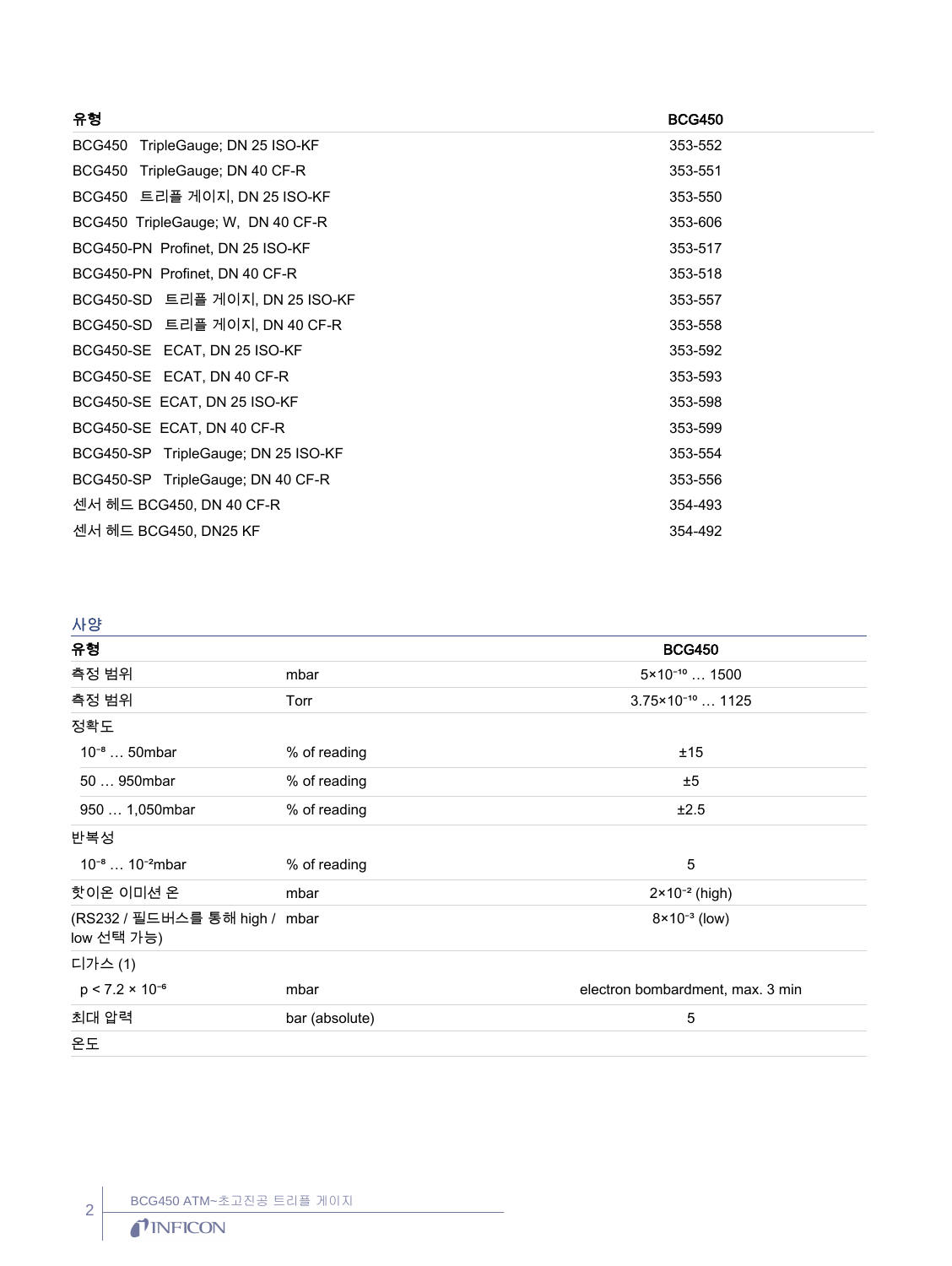| 유형 | BCG450 |
|---|---|
| BCG450 TripleGauge; DN 25 ISO-KF | 353-552 |
| BCG450 TripleGauge; DN 40 CF-R | 353-551 |
| BCG450 트리플 게이지, DN 25 ISO-KF | 353-550 |
| BCG450 TripleGauge; W, DN 40 CF-R | 353-606 |
| BCG450-PN Profinet, DN 25 ISO-KF | 353-517 |
| BCG450-PN Profinet, DN 40 CF-R | 353-518 |
| BCG450-SD 트리플 게이지, DN 25 ISO-KF | 353-557 |
| BCG450-SD 트리플 게이지, DN 40 CF-R | 353-558 |
| BCG450-SE ECAT, DN 25 ISO-KF | 353-592 |
| BCG450-SE ECAT, DN 40 CF-R | 353-593 |
| BCG450-SE ECAT, DN 25 ISO-KF | 353-598 |
| BCG450-SE ECAT, DN 40 CF-R | 353-599 |
| BCG450-SP TripleGauge; DN 25 ISO-KF | 353-554 |
| BCG450-SP TripleGauge; DN 40 CF-R | 353-556 |
| 센서 헤드 BCG450, DN 40 CF-R | 354-493 |
| 센서 헤드 BCG450, DN25 KF | 354-492 |

## 사양

| 유형 | | BCG450 |
|---|---|---|
| 측정 범위 | mbar | $5\times10^{-10}$ … 1500 |
| 측정 범위 | Torr | $3.75\times10^{-10}$ … 1125 |
| 정확도 | | |
| $10^{-8}$ … 50mbar | % of reading | ±15 |
| 50 … 950mbar | % of reading | ±5 |
| 950 … 1,050mbar | % of reading | ±2.5 |
| 반복성 | | |
| $10^{-8}$ … $10^{-2}$mbar | % of reading | 5 |
| 핫이온 이미션 온 | mbar | $2\times10^{-2}$ (high) |
| (RS232 / 필드버스를 통해 high / low 선택 가능) | mbar | $8\times10^{-3}$ (low) |
| 디가스 (1) | | |
| $p < 7.2 \times 10^{-6}$ | mbar | electron bombardment, max. 3 min |
| 최대 압력 | bar (absolute) | 5 |
| 온도 | | |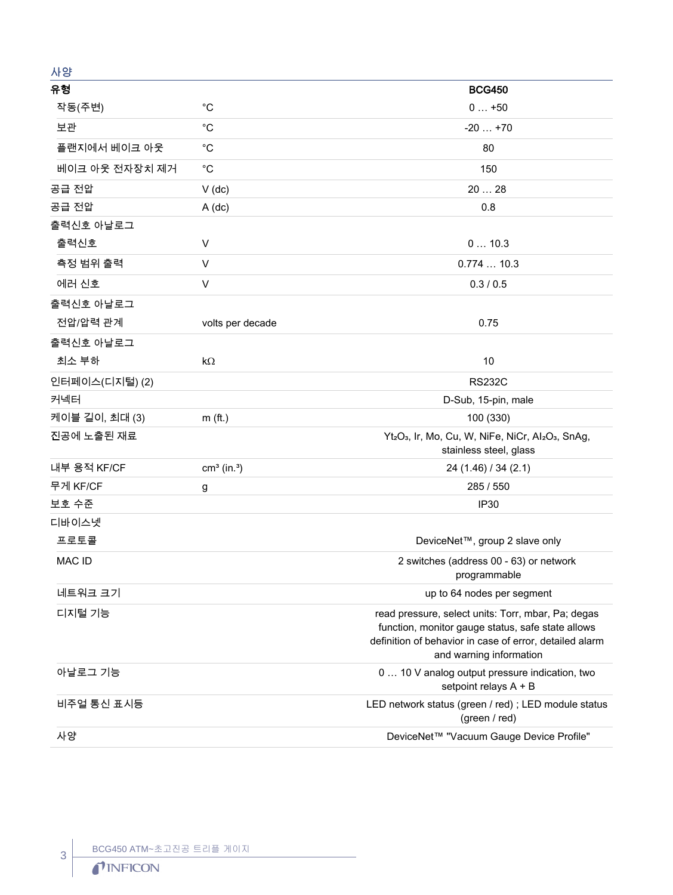## 사양

| 유형 | | BCG450 |
|---|---|---|
| 작동(주변) | °C | 0 … +50 |
| 보관 | °C | -20 … +70 |
| 플랜지에서 베이크 아웃 | °C | 80 |
| 베이크 아웃 전자장치 제거 | °C | 150 |
| 공급 전압 | V (dc) | 20 … 28 |
| 공급 전압 | A (dc) | 0.8 |
| 출력신호 아날로그 | | |
| 출력신호 | V | 0 … 10.3 |
| 측정 범위 출력 | V | 0.774 … 10.3 |
| 에러 신호 | V | 0.3 / 0.5 |
| 출력신호 아날로그 | | |
| 전압/압력 관계 | volts per decade | 0.75 |
| 출력신호 아날로그 | | |
| 최소 부하 | kΩ | 10 |
| 인터페이스(디지털) (2) | | RS232C |
| 커넥터 | | D-Sub, 15-pin, male |
| 케이블 길이, 최대 (3) | m (ft.) | 100 (330) |
| 진공에 노출된 재료 | | $Yt_2O_3$, Ir, Mo, Cu, W, NiFe, NiCr, $Al_2O_3$, SnAg, stainless steel, glass |
| 내부 용적 KF/CF | cm³ (in.³) | 24 (1.46) / 34 (2.1) |
| 무게 KF/CF | g | 285 / 550 |
| 보호 수준 | | IP30 |
| 디바이스넷 | | |
| 프로토콜 | | DeviceNet™, group 2 slave only |
| MAC ID | | 2 switches (address 00 - 63) or network programmable |
| 네트워크 크기 | | up to 64 nodes per segment |
| 디지털 기능 | | read pressure, select units: Torr, mbar, Pa; degas function, monitor gauge status, safe state allows definition of behavior in case of error, detailed alarm and warning information |
| 아날로그 기능 | | 0 … 10 V analog output pressure indication, two setpoint relays A + B |
| 비주얼 통신 표시등 | | LED network status (green / red) ; LED module status (green / red) |
| 사양 | | DeviceNet™ "Vacuum Gauge Device Profile" |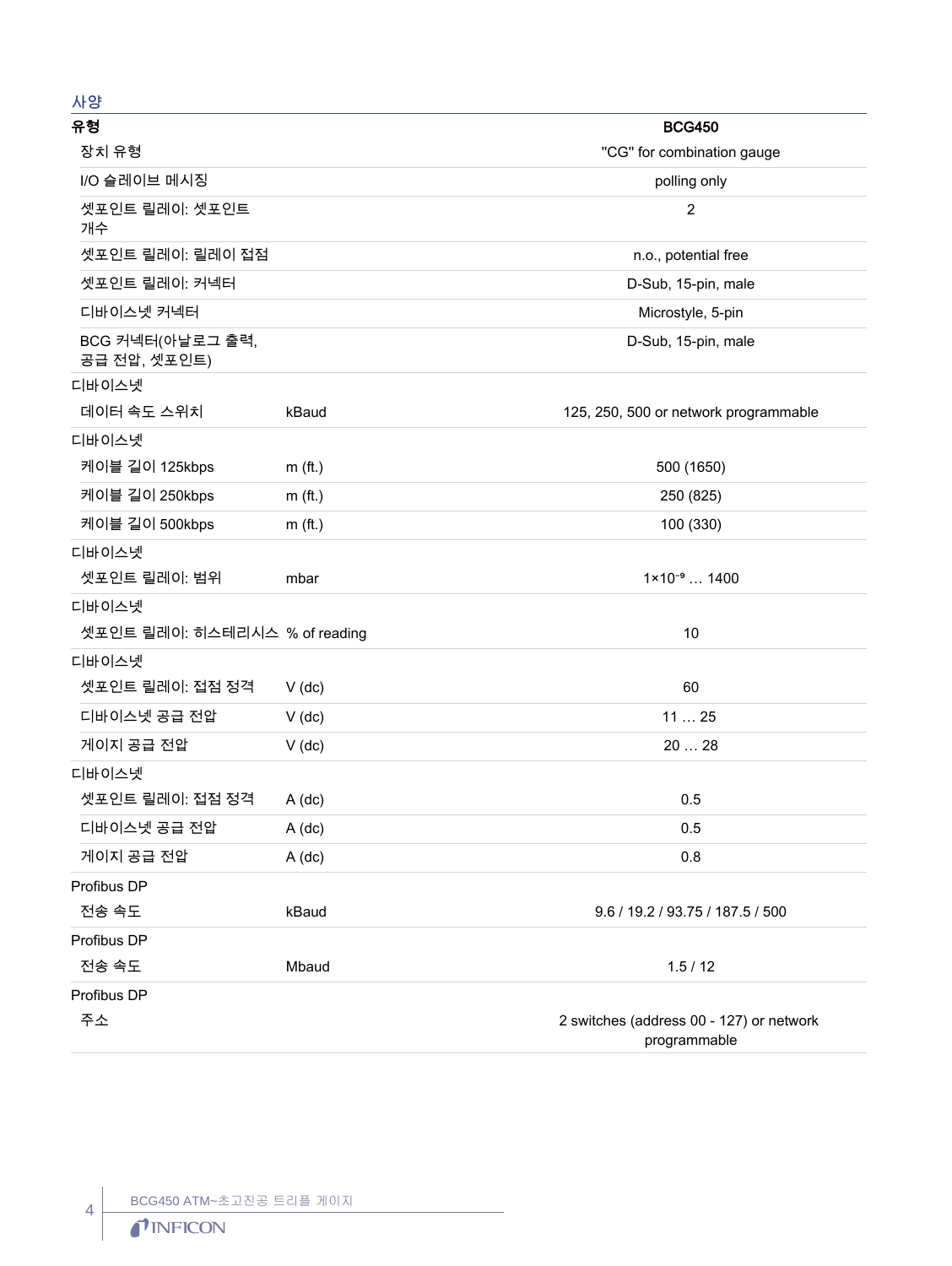## 사양

| 유형 | | BCG450 |
|---|---|---|
| 장치 유형 | | "CG" for combination gauge |
| I/O 슬레이브 메시징 | | polling only |
| 셋포인트 릴레이: 셋포인트 개수 | | 2 |
| 셋포인트 릴레이: 릴레이 접점 | | n.o., potential free |
| 셋포인트 릴레이: 커넥터 | | D-Sub, 15-pin, male |
| 디바이스넷 커넥터 | | Microstyle, 5-pin |
| BCG 커넥터(아날로그 출력, 공급 전압, 셋포인트) | | D-Sub, 15-pin, male |
| 디바이스넷 | | |
| 데이터 속도 스위치 | kBaud | 125, 250, 500 or network programmable |
| 디바이스넷 | | |
| 케이블 길이 125kbps | m (ft.) | 500 (1650) |
| 케이블 길이 250kbps | m (ft.) | 250 (825) |
| 케이블 길이 500kbps | m (ft.) | 100 (330) |
| 디바이스넷 | | |
| 셋포인트 릴레이: 범위 | mbar | $1 \times 10^{-9}$ … 1400 |
| 디바이스넷 | | |
| 셋포인트 릴레이: 히스테리시스 | % of reading | 10 |
| 디바이스넷 | | |
| 셋포인트 릴레이: 접점 정격 | V (dc) | 60 |
| 디바이스넷 공급 전압 | V (dc) | 11 … 25 |
| 게이지 공급 전압 | V (dc) | 20 … 28 |
| 디바이스넷 | | |
| 셋포인트 릴레이: 접점 정격 | A (dc) | 0.5 |
| 디바이스넷 공급 전압 | A (dc) | 0.5 |
| 게이지 공급 전압 | A (dc) | 0.8 |
| Profibus DP | | |
| 전송 속도 | kBaud | 9.6 / 19.2 / 93.75 / 187.5 / 500 |
| Profibus DP | | |
| 전송 속도 | Mbaud | 1.5 / 12 |
| Profibus DP | | |
| 주소 | | 2 switches (address 00 - 127) or network programmable |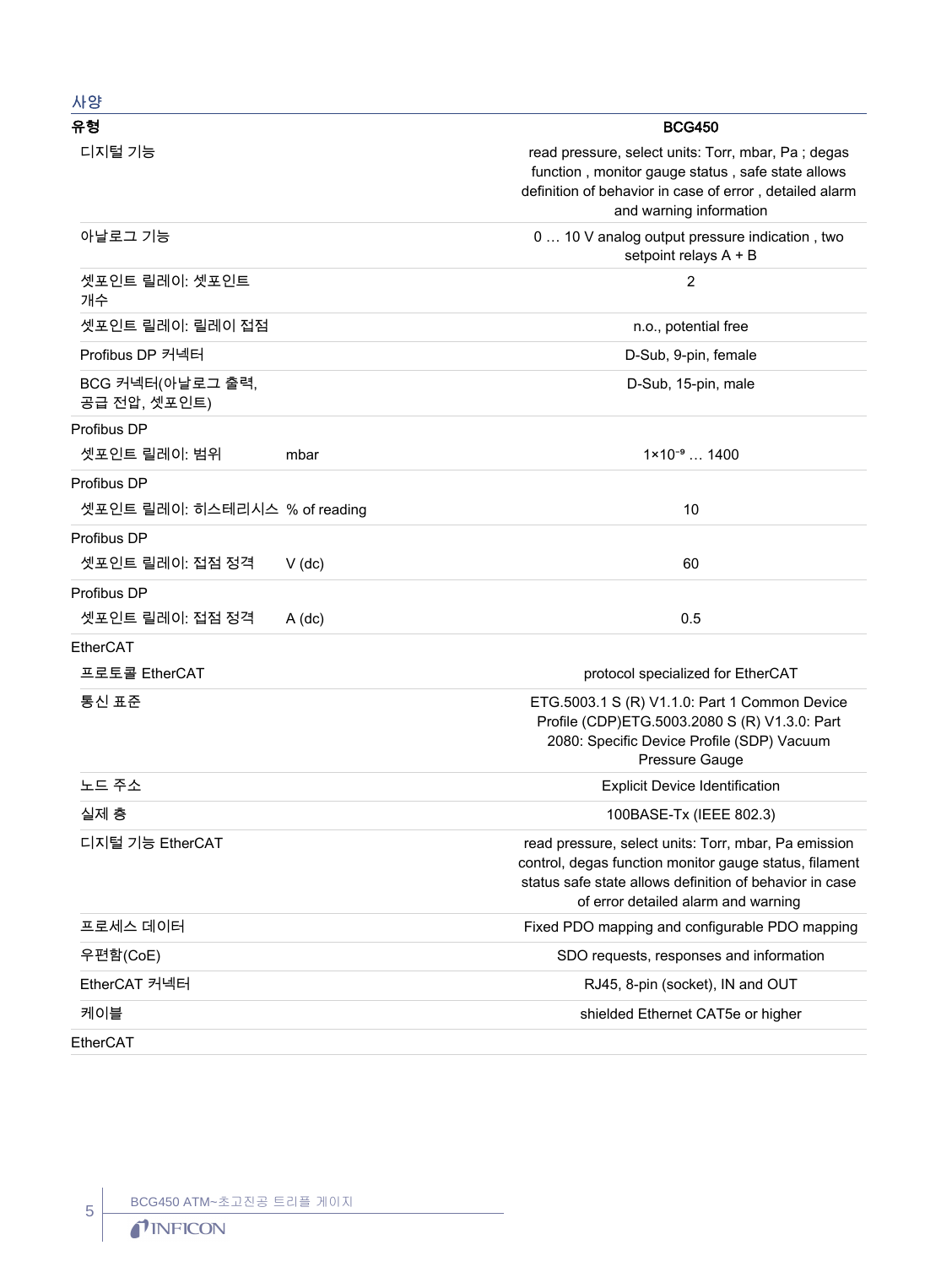## 사양

| 유형 | | BCG450 |
|---|---|---|
| 디지털 기능 | | read pressure, select units: Torr, mbar, Pa ; degas function , monitor gauge status , safe state allows definition of behavior in case of error , detailed alarm and warning information |
| 아날로그 기능 | | 0 … 10 V analog output pressure indication , two setpoint relays A + B |
| 셋포인트 릴레이: 셋포인트 개수 | | 2 |
| 셋포인트 릴레이: 릴레이 접점 | | n.o., potential free |
| Profibus DP 커넥터 | | D-Sub, 9-pin, female |
| BCG 커넥터(아날로그 출력, 공급 전압, 셋포인트) | | D-Sub, 15-pin, male |
| Profibus DP | | |
| 셋포인트 릴레이: 범위 | mbar | $1 \times 10^{-9}$ … 1400 |
| Profibus DP | | |
| 셋포인트 릴레이: 히스테리시스 | % of reading | 10 |
| Profibus DP | | |
| 셋포인트 릴레이: 접점 정격 | V (dc) | 60 |
| Profibus DP | | |
| 셋포인트 릴레이: 접점 정격 | A (dc) | 0.5 |
| EtherCAT | | |
| 프로토콜 EtherCAT | | protocol specialized for EtherCAT |
| 통신 표준 | | ETG.5003.1 S (R) V1.1.0: Part 1 Common Device Profile (CDP)ETG.5003.2080 S (R) V1.3.0: Part 2080: Specific Device Profile (SDP) Vacuum Pressure Gauge |
| 노드 주소 | | Explicit Device Identification |
| 실제 층 | | 100BASE-Tx (IEEE 802.3) |
| 디지털 기능 EtherCAT | | read pressure, select units: Torr, mbar, Pa emission control, degas function monitor gauge status, filament status safe state allows definition of behavior in case of error detailed alarm and warning |
| 프로세스 데이터 | | Fixed PDO mapping and configurable PDO mapping |
| 우편함(CoE) | | SDO requests, responses and information |
| EtherCAT 커넥터 | | RJ45, 8-pin (socket), IN and OUT |
| 케이블 | | shielded Ethernet CAT5e or higher |
| EtherCAT | | |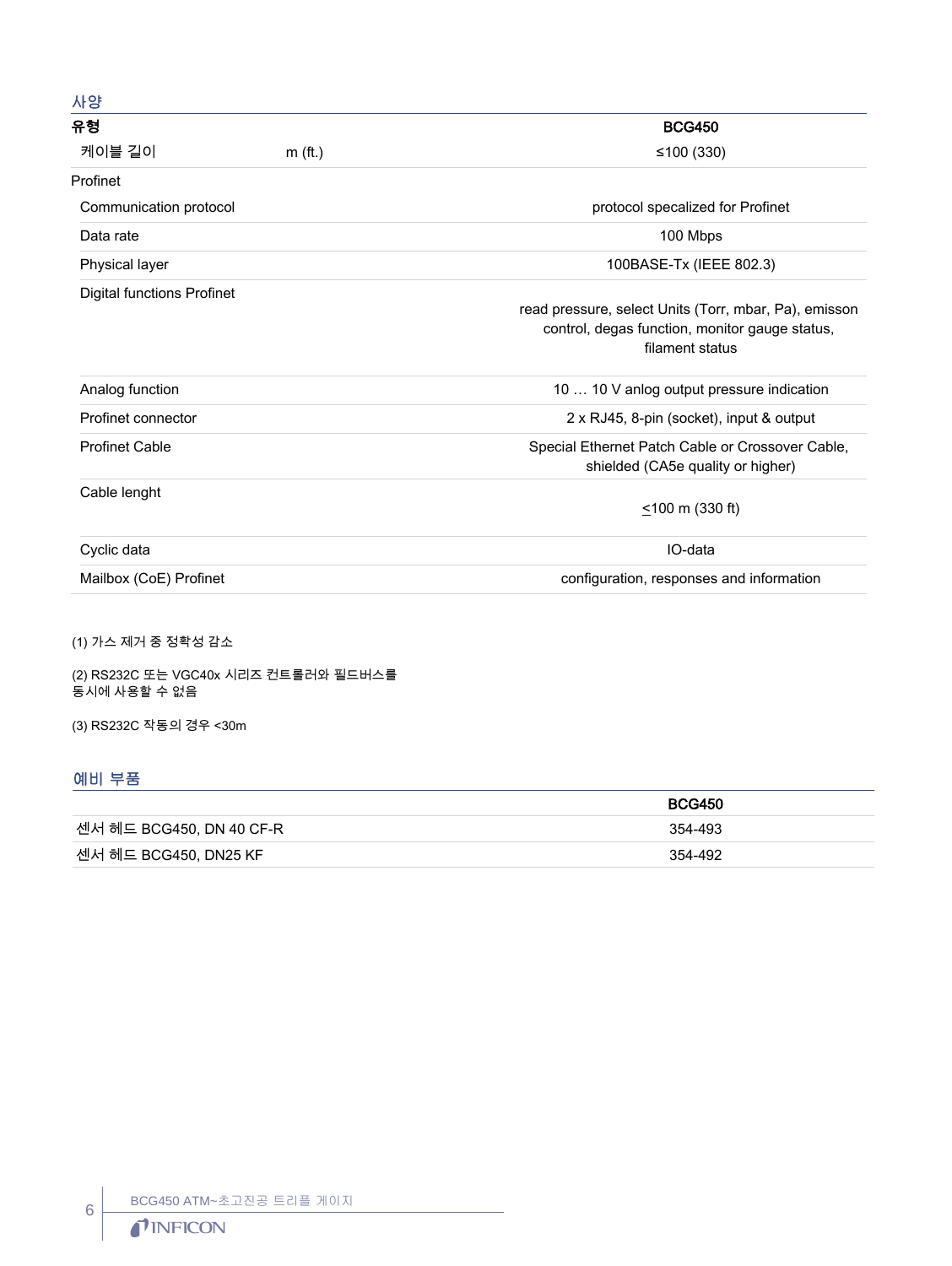## 사양

| 유형 | | BCG450 |
| --- | --- | --- |
| 케이블 길이 | m (ft.) | ≤100 (330) |
| Profinet | | |
| Communication protocol | | protocol specalized for Profinet |
| Data rate | | 100 Mbps |
| Physical layer | | 100BASE-Tx (IEEE 802.3) |
| Digital functions Profinet | | read pressure, select Units (Torr, mbar, Pa), emisson control, degas function, monitor gauge status, filament status |
| Analog function | | 10 … 10 V anlog output pressure indication |
| Profinet connector | | 2 x RJ45, 8-pin (socket), input & output |
| Profinet Cable | | Special Ethernet Patch Cable or Crossover Cable, shielded (CA5e quality or higher) |
| Cable lenght | | ≤100 m (330 ft) |
| Cyclic data | | IO-data |
| Mailbox (CoE) Profinet | | configuration, responses and information |

(1) 가스 제거 중 정확성 감소

(2) RS232C 또는 VGC40x 시리즈 컨트롤러와 필드버스를 동시에 사용할 수 없음

(3) RS232C 작동의 경우 <30m

## 예비 부품

| | BCG450 |
| --- | --- |
| 센서 헤드 BCG450, DN 40 CF-R | 354-493 |
| 센서 헤드 BCG450, DN25 KF | 354-492 |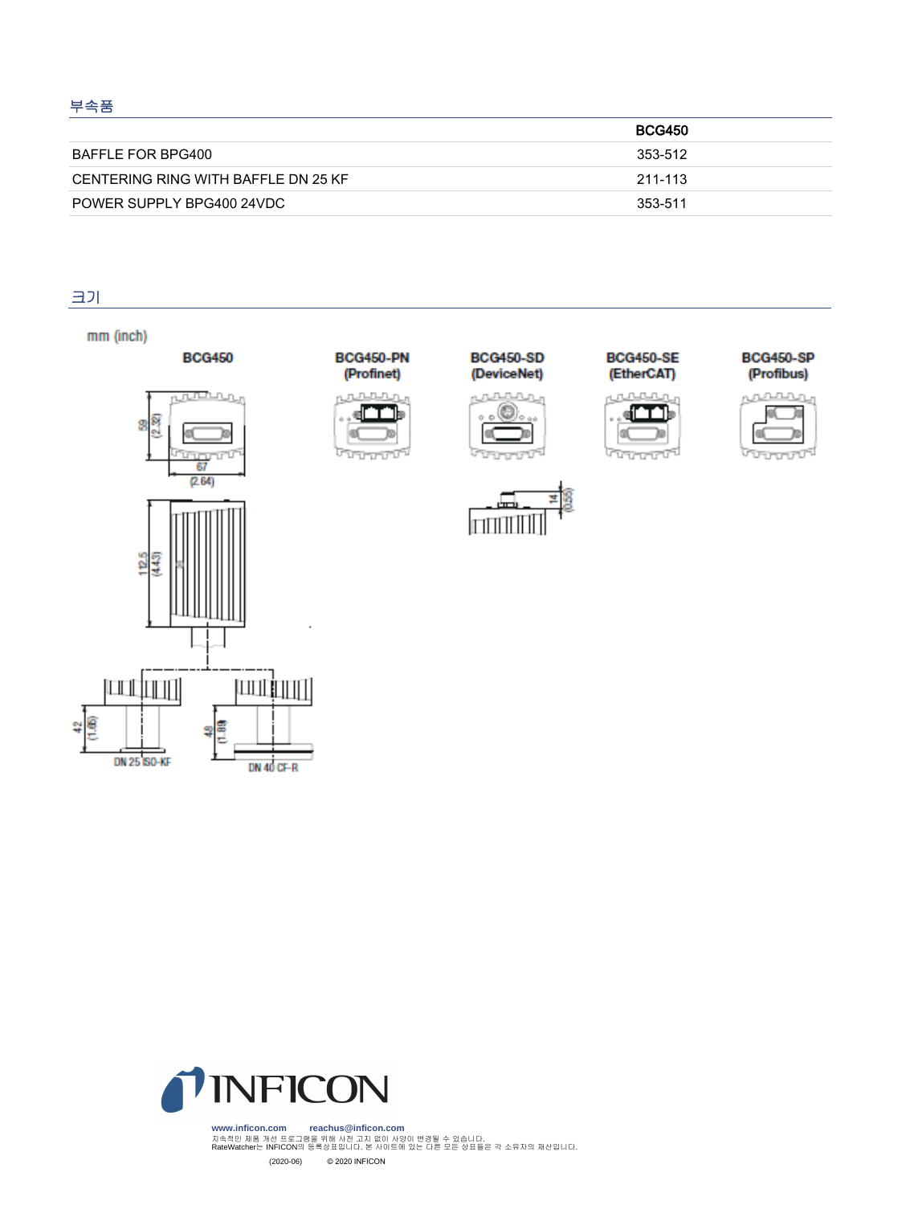## 부속품

| | BCG450 |
|---|---|
| BAFFLE FOR BPG400 | 353-512 |
| CENTERING RING WITH BAFFLE DN 25 KF | 211-113 |
| POWER SUPPLY BPG400 24VDC | 353-511 |

## 크기

mm (inch)

BCG450

BCG450-PN (Profinet)

BCG450-SD (DeviceNet)

BCG450-SE (EtherCAT)

BCG450-SP (Profibus)

59 (2.32)

67 (2.64)

112.5 (4.43)

14 (0.55)

42 (1.65)

48 (1.89)

DN 25 ISO-KF

DN 40 CF-R

www.inficon.com reachus@inficon.com

지속적인 제품 개선 프로그램을 위해 사전 고지 없이 사양이 변경될 수 있습니다.
RateWatcher는 INFICON의 등록상표입니다. 본 사이트에 있는 다른 모든 상표들은 각 소유자의 재산입니다.

(2020-06) © 2020 INFICON